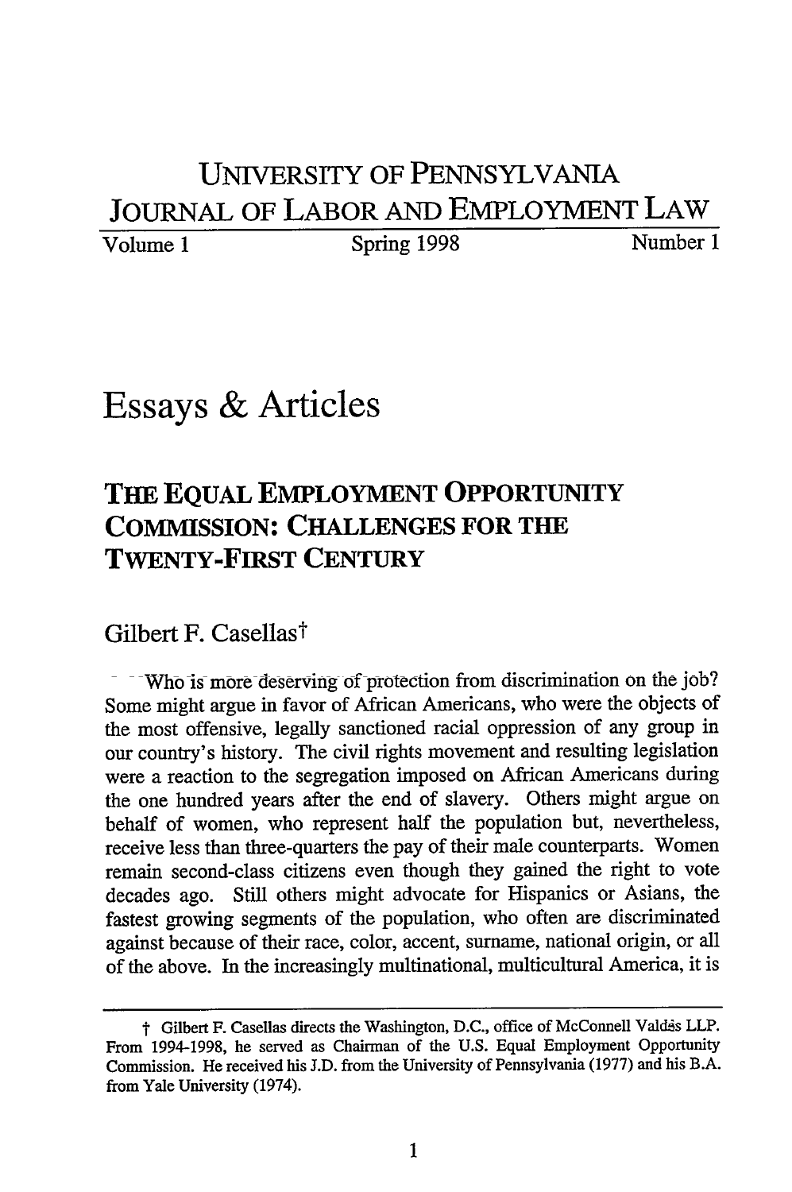# UNIVERSITY OF PENNSYLVANIA JOURNAL OF LABOR AND EMPLOYMENT LAW

Volume 1 — Spring 1998 — Number 1

# Essays & Articles

## THE EQUAL EMPLOYMENT OPPORTUNITY COMMISSION: CHALLENGES FOR THE TWENTY-FIRST CENTURY

Gilbert F. Casellas†

Who is more deserving of protection from discrimination on the job? Some might argue in favor of African Americans, who were the objects of the most offensive, legally sanctioned racial oppression of any group in our country's history. The civil rights movement and resulting legislation were a reaction to the segregation imposed on African Americans during the one hundred years after the end of slavery. Others might argue on behalf of women, who represent half the population but, nevertheless, receive less than three-quarters the pay of their male counterparts. Women remain second-class citizens even though they gained the right to vote decades ago. Still others might advocate for Hispanics or Asians, the fastest growing segments of the population, who often are discriminated against because of their race, color, accent, surname, national origin, or all of the above. In the increasingly multinational, multicultural America, it is

---

† Gilbert F. Casellas directs the Washington, D.C., office of McConnell Valdés LLP. From 1994-1998, he served as Chairman of the U.S. Equal Employment Opportunity Commission. He received his J.D. from the University of Pennsylvania (1977) and his B.A. from Yale University (1974).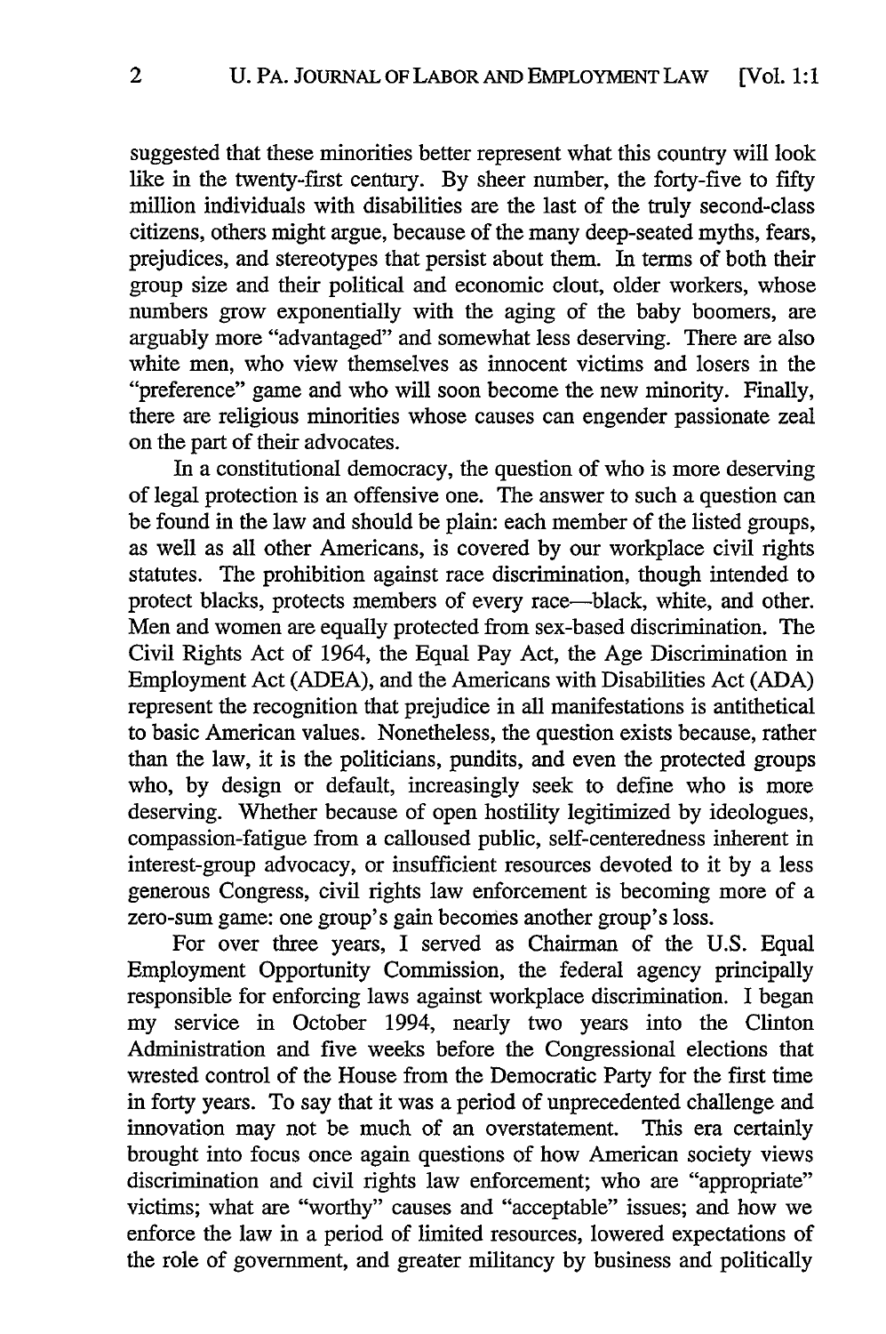suggested that these minorities better represent what this country will look like in the twenty-first century. By sheer number, the forty-five to fifty million individuals with disabilities are the last of the truly second-class citizens, others might argue, because of the many deep-seated myths, fears, prejudices, and stereotypes that persist about them. In terms of both their group size and their political and economic clout, older workers, whose numbers grow exponentially with the aging of the baby boomers, are arguably more "advantaged" and somewhat less deserving. There are also white men, who view themselves as innocent victims and losers in the "preference" game and who will soon become the new minority. Finally, there are religious minorities whose causes can engender passionate zeal on the part of their advocates.

In a constitutional democracy, the question of who is more deserving of legal protection is an offensive one. The answer to such a question can be found in the law and should be plain: each member of the listed groups, as well as all other Americans, is covered by our workplace civil rights statutes. The prohibition against race discrimination, though intended to protect blacks, protects members of every race—black, white, and other. Men and women are equally protected from sex-based discrimination. The Civil Rights Act of 1964, the Equal Pay Act, the Age Discrimination in Employment Act (ADEA), and the Americans with Disabilities Act (ADA) represent the recognition that prejudice in all manifestations is antithetical to basic American values. Nonetheless, the question exists because, rather than the law, it is the politicians, pundits, and even the protected groups who, by design or default, increasingly seek to define who is more deserving. Whether because of open hostility legitimized by ideologues, compassion-fatigue from a calloused public, self-centeredness inherent in interest-group advocacy, or insufficient resources devoted to it by a less generous Congress, civil rights law enforcement is becoming more of a zero-sum game: one group's gain becomes another group's loss.

For over three years, I served as Chairman of the U.S. Equal Employment Opportunity Commission, the federal agency principally responsible for enforcing laws against workplace discrimination. I began my service in October 1994, nearly two years into the Clinton Administration and five weeks before the Congressional elections that wrested control of the House from the Democratic Party for the first time in forty years. To say that it was a period of unprecedented challenge and innovation may not be much of an overstatement. This era certainly brought into focus once again questions of how American society views discrimination and civil rights law enforcement; who are "appropriate" victims; what are "worthy" causes and "acceptable" issues; and how we enforce the law in a period of limited resources, lowered expectations of the role of government, and greater militancy by business and politically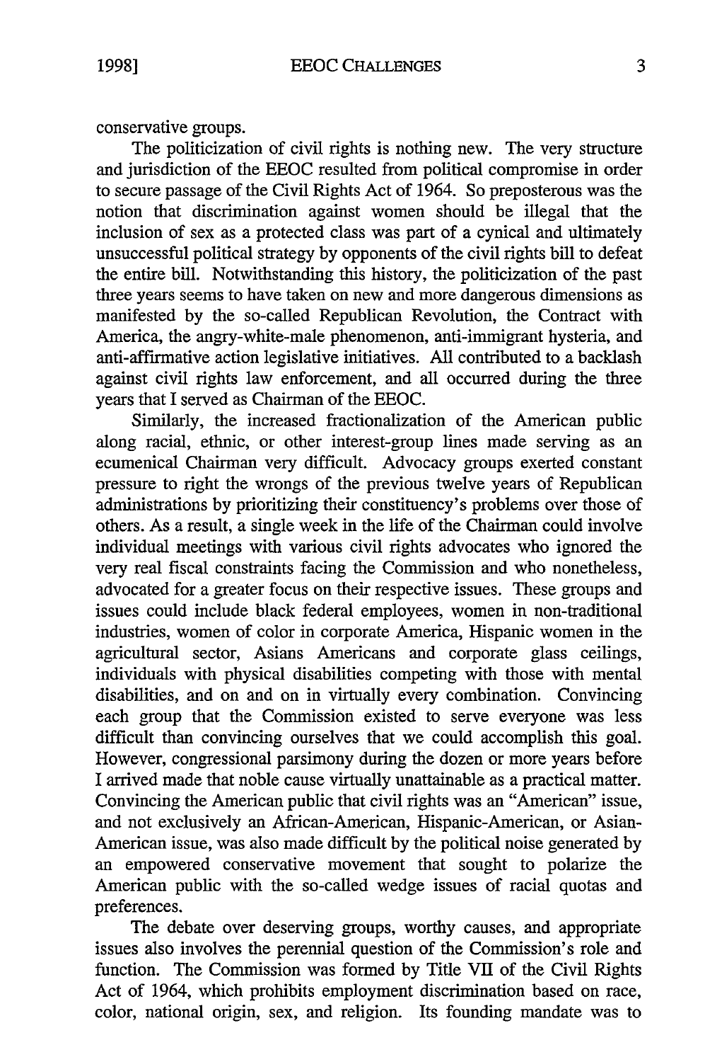conservative groups.

The politicization of civil rights is nothing new. The very structure and jurisdiction of the EEOC resulted from political compromise in order to secure passage of the Civil Rights Act of 1964. So preposterous was the notion that discrimination against women should be illegal that the inclusion of sex as a protected class was part of a cynical and ultimately unsuccessful political strategy by opponents of the civil rights bill to defeat the entire bill. Notwithstanding this history, the politicization of the past three years seems to have taken on new and more dangerous dimensions as manifested by the so-called Republican Revolution, the Contract with America, the angry-white-male phenomenon, anti-immigrant hysteria, and anti-affirmative action legislative initiatives. All contributed to a backlash against civil rights law enforcement, and all occurred during the three years that I served as Chairman of the EEOC.

Similarly, the increased fractionalization of the American public along racial, ethnic, or other interest-group lines made serving as an ecumenical Chairman very difficult. Advocacy groups exerted constant pressure to right the wrongs of the previous twelve years of Republican administrations by prioritizing their constituency's problems over those of others. As a result, a single week in the life of the Chairman could involve individual meetings with various civil rights advocates who ignored the very real fiscal constraints facing the Commission and who nonetheless, advocated for a greater focus on their respective issues. These groups and issues could include black federal employees, women in non-traditional industries, women of color in corporate America, Hispanic women in the agricultural sector, Asians Americans and corporate glass ceilings, individuals with physical disabilities competing with those with mental disabilities, and on and on in virtually every combination. Convincing each group that the Commission existed to serve everyone was less difficult than convincing ourselves that we could accomplish this goal. However, congressional parsimony during the dozen or more years before I arrived made that noble cause virtually unattainable as a practical matter. Convincing the American public that civil rights was an "American" issue, and not exclusively an African-American, Hispanic-American, or Asian-American issue, was also made difficult by the political noise generated by an empowered conservative movement that sought to polarize the American public with the so-called wedge issues of racial quotas and preferences.

The debate over deserving groups, worthy causes, and appropriate issues also involves the perennial question of the Commission's role and function. The Commission was formed by Title VII of the Civil Rights Act of 1964, which prohibits employment discrimination based on race, color, national origin, sex, and religion. Its founding mandate was to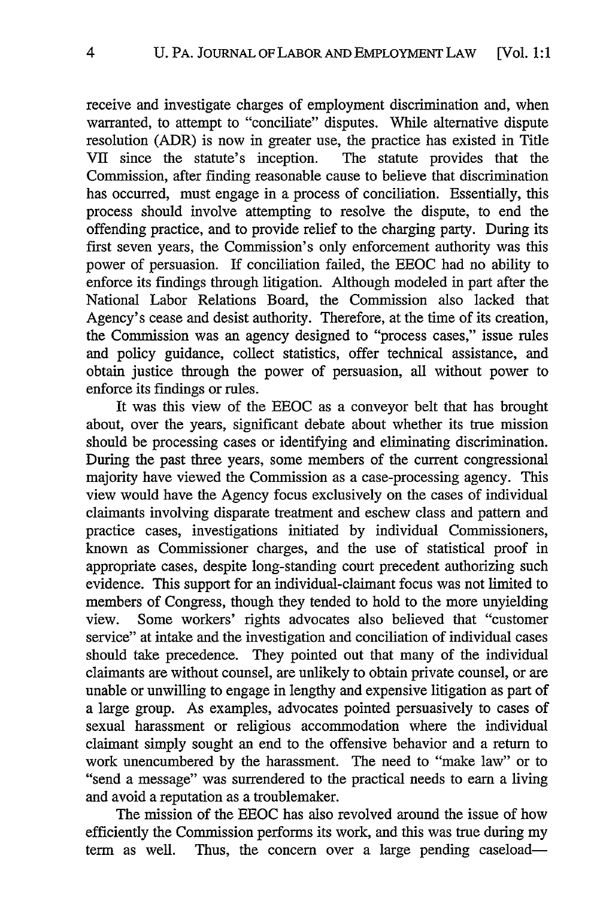receive and investigate charges of employment discrimination and, when warranted, to attempt to "conciliate" disputes. While alternative dispute resolution (ADR) is now in greater use, the practice has existed in Title VII since the statute's inception. The statute provides that the Commission, after finding reasonable cause to believe that discrimination has occurred, must engage in a process of conciliation. Essentially, this process should involve attempting to resolve the dispute, to end the offending practice, and to provide relief to the charging party. During its first seven years, the Commission's only enforcement authority was this power of persuasion. If conciliation failed, the EEOC had no ability to enforce its findings through litigation. Although modeled in part after the National Labor Relations Board, the Commission also lacked that Agency's cease and desist authority. Therefore, at the time of its creation, the Commission was an agency designed to "process cases," issue rules and policy guidance, collect statistics, offer technical assistance, and obtain justice through the power of persuasion, all without power to enforce its findings or rules.

It was this view of the EEOC as a conveyor belt that has brought about, over the years, significant debate about whether its true mission should be processing cases or identifying and eliminating discrimination. During the past three years, some members of the current congressional majority have viewed the Commission as a case-processing agency. This view would have the Agency focus exclusively on the cases of individual claimants involving disparate treatment and eschew class and pattern and practice cases, investigations initiated by individual Commissioners, known as Commissioner charges, and the use of statistical proof in appropriate cases, despite long-standing court precedent authorizing such evidence. This support for an individual-claimant focus was not limited to members of Congress, though they tended to hold to the more unyielding view. Some workers' rights advocates also believed that "customer service" at intake and the investigation and conciliation of individual cases should take precedence. They pointed out that many of the individual claimants are without counsel, are unlikely to obtain private counsel, or are unable or unwilling to engage in lengthy and expensive litigation as part of a large group. As examples, advocates pointed persuasively to cases of sexual harassment or religious accommodation where the individual claimant simply sought an end to the offensive behavior and a return to work unencumbered by the harassment. The need to "make law" or to "send a message" was surrendered to the practical needs to earn a living and avoid a reputation as a troublemaker.

The mission of the EEOC has also revolved around the issue of how efficiently the Commission performs its work, and this was true during my term as well. Thus, the concern over a large pending caseload—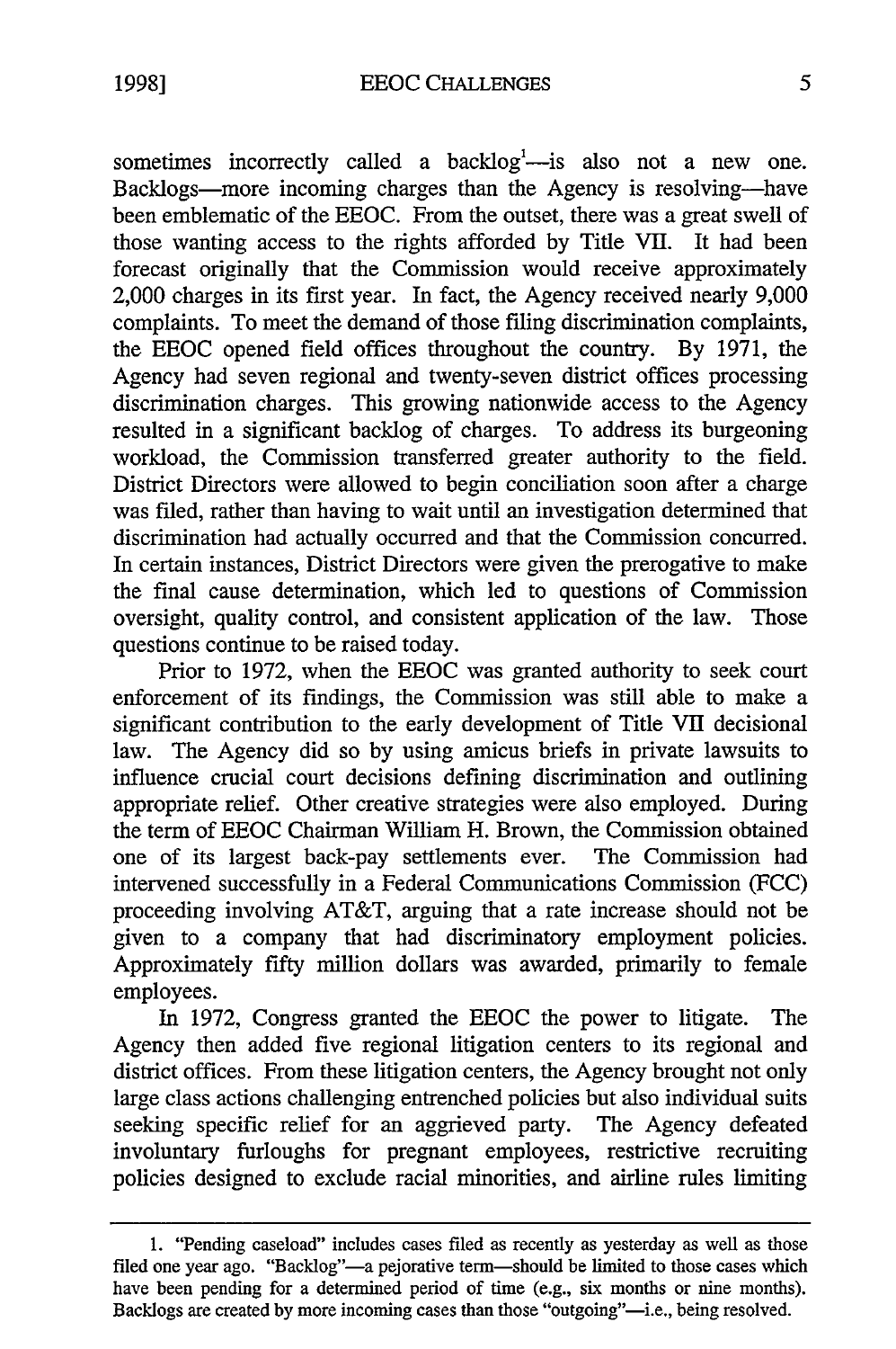sometimes incorrectly called a backlog[1]—is also not a new one. Backlogs—more incoming charges than the Agency is resolving—have been emblematic of the EEOC. From the outset, there was a great swell of those wanting access to the rights afforded by Title VII. It had been forecast originally that the Commission would receive approximately 2,000 charges in its first year. In fact, the Agency received nearly 9,000 complaints. To meet the demand of those filing discrimination complaints, the EEOC opened field offices throughout the country. By 1971, the Agency had seven regional and twenty-seven district offices processing discrimination charges. This growing nationwide access to the Agency resulted in a significant backlog of charges. To address its burgeoning workload, the Commission transferred greater authority to the field. District Directors were allowed to begin conciliation soon after a charge was filed, rather than having to wait until an investigation determined that discrimination had actually occurred and that the Commission concurred. In certain instances, District Directors were given the prerogative to make the final cause determination, which led to questions of Commission oversight, quality control, and consistent application of the law. Those questions continue to be raised today.

Prior to 1972, when the EEOC was granted authority to seek court enforcement of its findings, the Commission was still able to make a significant contribution to the early development of Title VII decisional law. The Agency did so by using amicus briefs in private lawsuits to influence crucial court decisions defining discrimination and outlining appropriate relief. Other creative strategies were also employed. During the term of EEOC Chairman William H. Brown, the Commission obtained one of its largest back-pay settlements ever. The Commission had intervened successfully in a Federal Communications Commission (FCC) proceeding involving AT&T, arguing that a rate increase should not be given to a company that had discriminatory employment policies. Approximately fifty million dollars was awarded, primarily to female employees.

In 1972, Congress granted the EEOC the power to litigate. The Agency then added five regional litigation centers to its regional and district offices. From these litigation centers, the Agency brought not only large class actions challenging entrenched policies but also individual suits seeking specific relief for an aggrieved party. The Agency defeated involuntary furloughs for pregnant employees, restrictive recruiting policies designed to exclude racial minorities, and airline rules limiting

---

1. "Pending caseload" includes cases filed as recently as yesterday as well as those filed one year ago. "Backlog"—a pejorative term—should be limited to those cases which have been pending for a determined period of time (e.g., six months or nine months). Backlogs are created by more incoming cases than those "outgoing"—i.e., being resolved.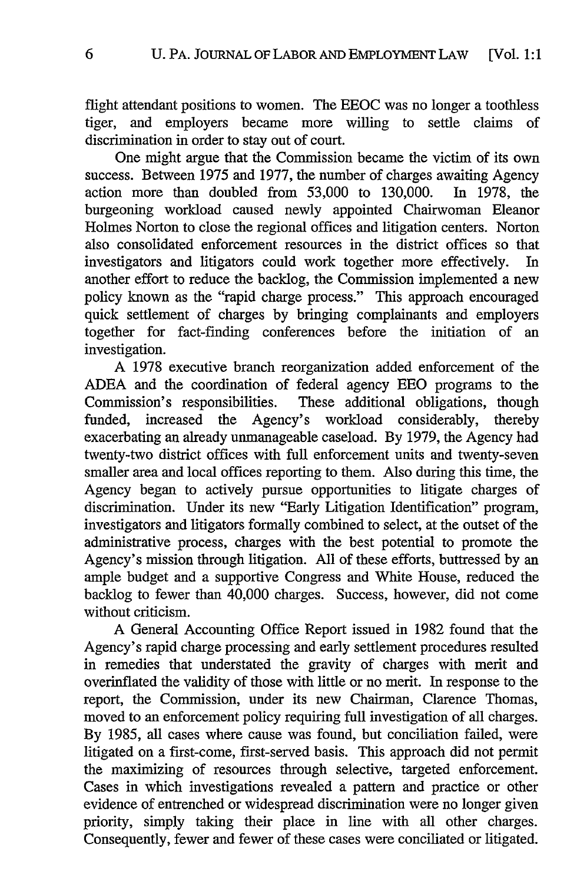flight attendant positions to women. The EEOC was no longer a toothless tiger, and employers became more willing to settle claims of discrimination in order to stay out of court.

One might argue that the Commission became the victim of its own success. Between 1975 and 1977, the number of charges awaiting Agency action more than doubled from 53,000 to 130,000. In 1978, the burgeoning workload caused newly appointed Chairwoman Eleanor Holmes Norton to close the regional offices and litigation centers. Norton also consolidated enforcement resources in the district offices so that investigators and litigators could work together more effectively. In another effort to reduce the backlog, the Commission implemented a new policy known as the "rapid charge process." This approach encouraged quick settlement of charges by bringing complainants and employers together for fact-finding conferences before the initiation of an investigation.

A 1978 executive branch reorganization added enforcement of the ADEA and the coordination of federal agency EEO programs to the Commission's responsibilities. These additional obligations, though funded, increased the Agency's workload considerably, thereby exacerbating an already unmanageable caseload. By 1979, the Agency had twenty-two district offices with full enforcement units and twenty-seven smaller area and local offices reporting to them. Also during this time, the Agency began to actively pursue opportunities to litigate charges of discrimination. Under its new "Early Litigation Identification" program, investigators and litigators formally combined to select, at the outset of the administrative process, charges with the best potential to promote the Agency's mission through litigation. All of these efforts, buttressed by an ample budget and a supportive Congress and White House, reduced the backlog to fewer than 40,000 charges. Success, however, did not come without criticism.

A General Accounting Office Report issued in 1982 found that the Agency's rapid charge processing and early settlement procedures resulted in remedies that understated the gravity of charges with merit and overinflated the validity of those with little or no merit. In response to the report, the Commission, under its new Chairman, Clarence Thomas, moved to an enforcement policy requiring full investigation of all charges. By 1985, all cases where cause was found, but conciliation failed, were litigated on a first-come, first-served basis. This approach did not permit the maximizing of resources through selective, targeted enforcement. Cases in which investigations revealed a pattern and practice or other evidence of entrenched or widespread discrimination were no longer given priority, simply taking their place in line with all other charges. Consequently, fewer and fewer of these cases were conciliated or litigated.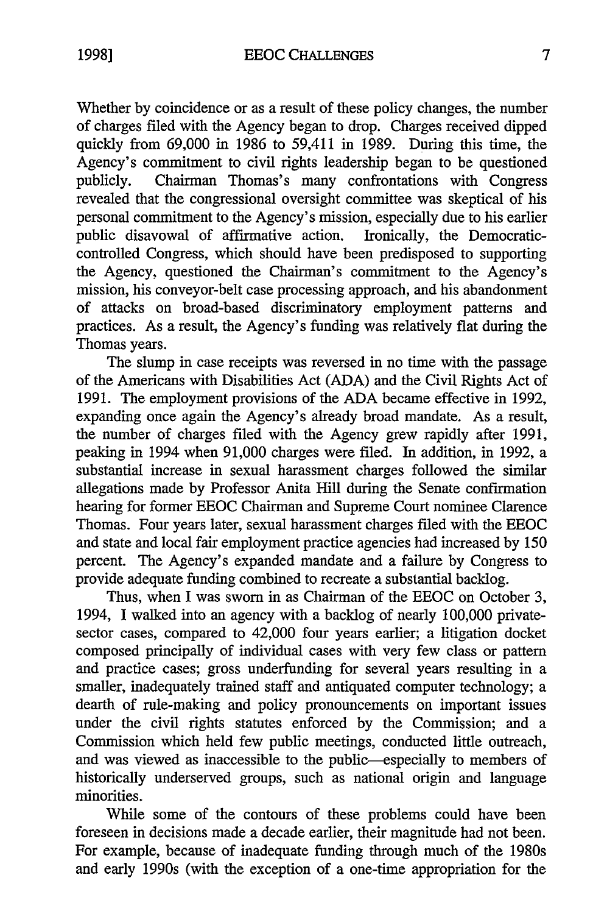Whether by coincidence or as a result of these policy changes, the number of charges filed with the Agency began to drop. Charges received dipped quickly from 69,000 in 1986 to 59,411 in 1989. During this time, the Agency's commitment to civil rights leadership began to be questioned publicly. Chairman Thomas's many confrontations with Congress revealed that the congressional oversight committee was skeptical of his personal commitment to the Agency's mission, especially due to his earlier public disavowal of affirmative action. Ironically, the Democratic-controlled Congress, which should have been predisposed to supporting the Agency, questioned the Chairman's commitment to the Agency's mission, his conveyor-belt case processing approach, and his abandonment of attacks on broad-based discriminatory employment patterns and practices. As a result, the Agency's funding was relatively flat during the Thomas years.

The slump in case receipts was reversed in no time with the passage of the Americans with Disabilities Act (ADA) and the Civil Rights Act of 1991. The employment provisions of the ADA became effective in 1992, expanding once again the Agency's already broad mandate. As a result, the number of charges filed with the Agency grew rapidly after 1991, peaking in 1994 when 91,000 charges were filed. In addition, in 1992, a substantial increase in sexual harassment charges followed the similar allegations made by Professor Anita Hill during the Senate confirmation hearing for former EEOC Chairman and Supreme Court nominee Clarence Thomas. Four years later, sexual harassment charges filed with the EEOC and state and local fair employment practice agencies had increased by 150 percent. The Agency's expanded mandate and a failure by Congress to provide adequate funding combined to recreate a substantial backlog.

Thus, when I was sworn in as Chairman of the EEOC on October 3, 1994, I walked into an agency with a backlog of nearly 100,000 private-sector cases, compared to 42,000 four years earlier; a litigation docket composed principally of individual cases with very few class or pattern and practice cases; gross underfunding for several years resulting in a smaller, inadequately trained staff and antiquated computer technology; a dearth of rule-making and policy pronouncements on important issues under the civil rights statutes enforced by the Commission; and a Commission which held few public meetings, conducted little outreach, and was viewed as inaccessible to the public—especially to members of historically underserved groups, such as national origin and language minorities.

While some of the contours of these problems could have been foreseen in decisions made a decade earlier, their magnitude had not been. For example, because of inadequate funding through much of the 1980s and early 1990s (with the exception of a one-time appropriation for the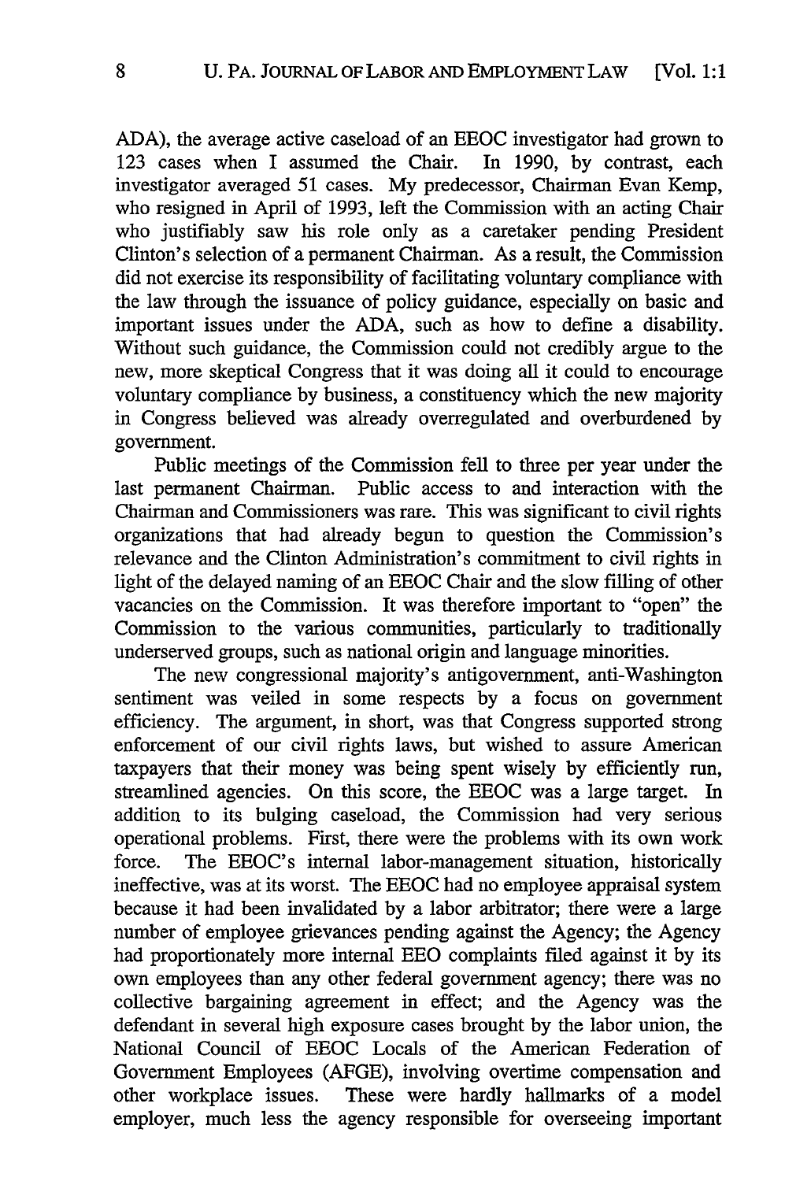ADA), the average active caseload of an EEOC investigator had grown to 123 cases when I assumed the Chair. In 1990, by contrast, each investigator averaged 51 cases. My predecessor, Chairman Evan Kemp, who resigned in April of 1993, left the Commission with an acting Chair who justifiably saw his role only as a caretaker pending President Clinton's selection of a permanent Chairman. As a result, the Commission did not exercise its responsibility of facilitating voluntary compliance with the law through the issuance of policy guidance, especially on basic and important issues under the ADA, such as how to define a disability. Without such guidance, the Commission could not credibly argue to the new, more skeptical Congress that it was doing all it could to encourage voluntary compliance by business, a constituency which the new majority in Congress believed was already overregulated and overburdened by government.

Public meetings of the Commission fell to three per year under the last permanent Chairman. Public access to and interaction with the Chairman and Commissioners was rare. This was significant to civil rights organizations that had already begun to question the Commission's relevance and the Clinton Administration's commitment to civil rights in light of the delayed naming of an EEOC Chair and the slow filling of other vacancies on the Commission. It was therefore important to "open" the Commission to the various communities, particularly to traditionally underserved groups, such as national origin and language minorities.

The new congressional majority's antigovernment, anti-Washington sentiment was veiled in some respects by a focus on government efficiency. The argument, in short, was that Congress supported strong enforcement of our civil rights laws, but wished to assure American taxpayers that their money was being spent wisely by efficiently run, streamlined agencies. On this score, the EEOC was a large target. In addition to its bulging caseload, the Commission had very serious operational problems. First, there were the problems with its own work force. The EEOC's internal labor-management situation, historically ineffective, was at its worst. The EEOC had no employee appraisal system because it had been invalidated by a labor arbitrator; there were a large number of employee grievances pending against the Agency; the Agency had proportionately more internal EEO complaints filed against it by its own employees than any other federal government agency; there was no collective bargaining agreement in effect; and the Agency was the defendant in several high exposure cases brought by the labor union, the National Council of EEOC Locals of the American Federation of Government Employees (AFGE), involving overtime compensation and other workplace issues. These were hardly hallmarks of a model employer, much less the agency responsible for overseeing important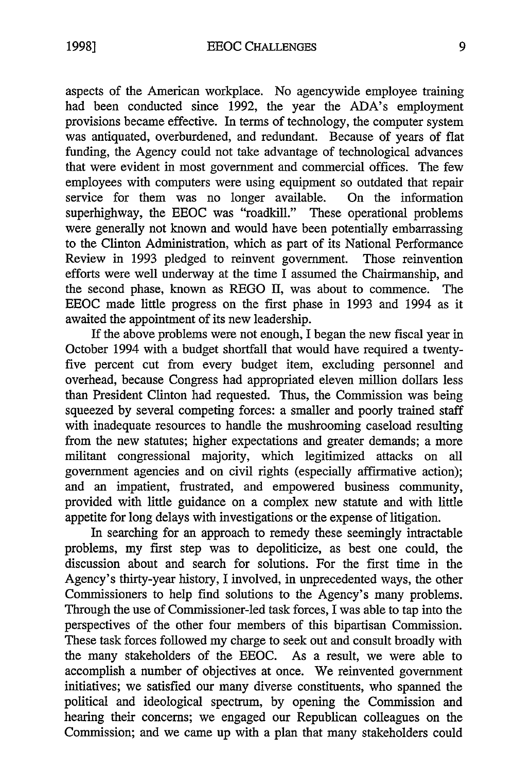aspects of the American workplace. No agencywide employee training had been conducted since 1992, the year the ADA's employment provisions became effective. In terms of technology, the computer system was antiquated, overburdened, and redundant. Because of years of flat funding, the Agency could not take advantage of technological advances that were evident in most government and commercial offices. The few employees with computers were using equipment so outdated that repair service for them was no longer available. On the information superhighway, the EEOC was "roadkill." These operational problems were generally not known and would have been potentially embarrassing to the Clinton Administration, which as part of its National Performance Review in 1993 pledged to reinvent government. Those reinvention efforts were well underway at the time I assumed the Chairmanship, and the second phase, known as REGO II, was about to commence. The EEOC made little progress on the first phase in 1993 and 1994 as it awaited the appointment of its new leadership.

If the above problems were not enough, I began the new fiscal year in October 1994 with a budget shortfall that would have required a twenty-five percent cut from every budget item, excluding personnel and overhead, because Congress had appropriated eleven million dollars less than President Clinton had requested. Thus, the Commission was being squeezed by several competing forces: a smaller and poorly trained staff with inadequate resources to handle the mushrooming caseload resulting from the new statutes; higher expectations and greater demands; a more militant congressional majority, which legitimized attacks on all government agencies and on civil rights (especially affirmative action); and an impatient, frustrated, and empowered business community, provided with little guidance on a complex new statute and with little appetite for long delays with investigations or the expense of litigation.

In searching for an approach to remedy these seemingly intractable problems, my first step was to depoliticize, as best one could, the discussion about and search for solutions. For the first time in the Agency's thirty-year history, I involved, in unprecedented ways, the other Commissioners to help find solutions to the Agency's many problems. Through the use of Commissioner-led task forces, I was able to tap into the perspectives of the other four members of this bipartisan Commission. These task forces followed my charge to seek out and consult broadly with the many stakeholders of the EEOC. As a result, we were able to accomplish a number of objectives at once. We reinvented government initiatives; we satisfied our many diverse constituents, who spanned the political and ideological spectrum, by opening the Commission and hearing their concerns; we engaged our Republican colleagues on the Commission; and we came up with a plan that many stakeholders could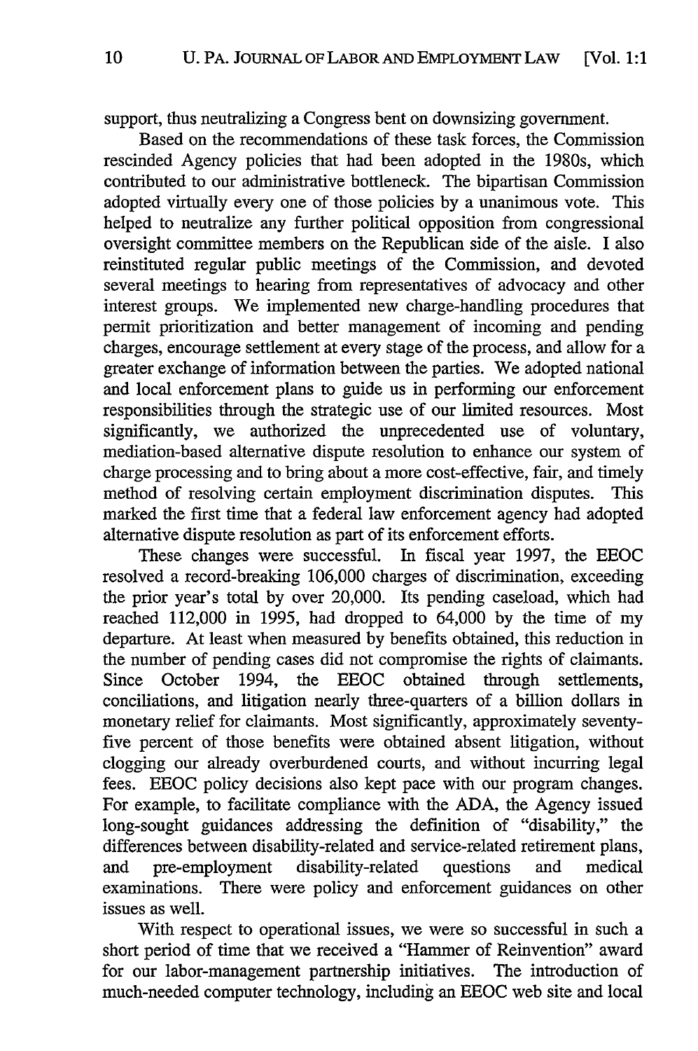support, thus neutralizing a Congress bent on downsizing government.

Based on the recommendations of these task forces, the Commission rescinded Agency policies that had been adopted in the 1980s, which contributed to our administrative bottleneck. The bipartisan Commission adopted virtually every one of those policies by a unanimous vote. This helped to neutralize any further political opposition from congressional oversight committee members on the Republican side of the aisle. I also reinstituted regular public meetings of the Commission, and devoted several meetings to hearing from representatives of advocacy and other interest groups. We implemented new charge-handling procedures that permit prioritization and better management of incoming and pending charges, encourage settlement at every stage of the process, and allow for a greater exchange of information between the parties. We adopted national and local enforcement plans to guide us in performing our enforcement responsibilities through the strategic use of our limited resources. Most significantly, we authorized the unprecedented use of voluntary, mediation-based alternative dispute resolution to enhance our system of charge processing and to bring about a more cost-effective, fair, and timely method of resolving certain employment discrimination disputes. This marked the first time that a federal law enforcement agency had adopted alternative dispute resolution as part of its enforcement efforts.

These changes were successful. In fiscal year 1997, the EEOC resolved a record-breaking 106,000 charges of discrimination, exceeding the prior year's total by over 20,000. Its pending caseload, which had reached 112,000 in 1995, had dropped to 64,000 by the time of my departure. At least when measured by benefits obtained, this reduction in the number of pending cases did not compromise the rights of claimants. Since October 1994, the EEOC obtained through settlements, conciliations, and litigation nearly three-quarters of a billion dollars in monetary relief for claimants. Most significantly, approximately seventy-five percent of those benefits were obtained absent litigation, without clogging our already overburdened courts, and without incurring legal fees. EEOC policy decisions also kept pace with our program changes. For example, to facilitate compliance with the ADA, the Agency issued long-sought guidances addressing the definition of "disability," the differences between disability-related and service-related retirement plans, and pre-employment disability-related questions and medical examinations. There were policy and enforcement guidances on other issues as well.

With respect to operational issues, we were so successful in such a short period of time that we received a "Hammer of Reinvention" award for our labor-management partnership initiatives. The introduction of much-needed computer technology, including an EEOC web site and local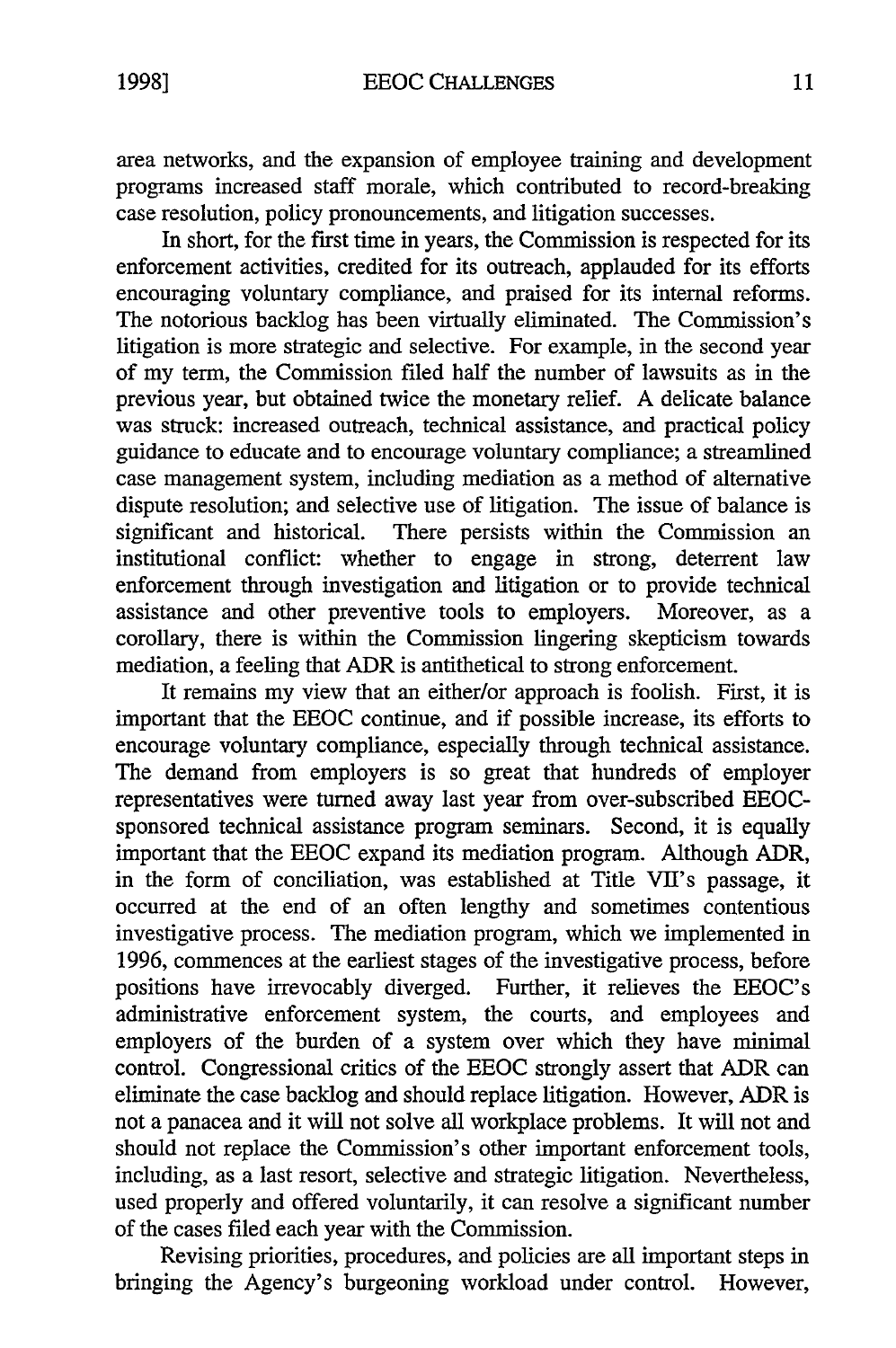area networks, and the expansion of employee training and development programs increased staff morale, which contributed to record-breaking case resolution, policy pronouncements, and litigation successes.

In short, for the first time in years, the Commission is respected for its enforcement activities, credited for its outreach, applauded for its efforts encouraging voluntary compliance, and praised for its internal reforms. The notorious backlog has been virtually eliminated. The Commission's litigation is more strategic and selective. For example, in the second year of my term, the Commission filed half the number of lawsuits as in the previous year, but obtained twice the monetary relief. A delicate balance was struck: increased outreach, technical assistance, and practical policy guidance to educate and to encourage voluntary compliance; a streamlined case management system, including mediation as a method of alternative dispute resolution; and selective use of litigation. The issue of balance is significant and historical. There persists within the Commission an institutional conflict: whether to engage in strong, deterrent law enforcement through investigation and litigation or to provide technical assistance and other preventive tools to employers. Moreover, as a corollary, there is within the Commission lingering skepticism towards mediation, a feeling that ADR is antithetical to strong enforcement.

It remains my view that an either/or approach is foolish. First, it is important that the EEOC continue, and if possible increase, its efforts to encourage voluntary compliance, especially through technical assistance. The demand from employers is so great that hundreds of employer representatives were turned away last year from over-subscribed EEOC-sponsored technical assistance program seminars. Second, it is equally important that the EEOC expand its mediation program. Although ADR, in the form of conciliation, was established at Title VII's passage, it occurred at the end of an often lengthy and sometimes contentious investigative process. The mediation program, which we implemented in 1996, commences at the earliest stages of the investigative process, before positions have irrevocably diverged. Further, it relieves the EEOC's administrative enforcement system, the courts, and employees and employers of the burden of a system over which they have minimal control. Congressional critics of the EEOC strongly assert that ADR can eliminate the case backlog and should replace litigation. However, ADR is not a panacea and it will not solve all workplace problems. It will not and should not replace the Commission's other important enforcement tools, including, as a last resort, selective and strategic litigation. Nevertheless, used properly and offered voluntarily, it can resolve a significant number of the cases filed each year with the Commission.

Revising priorities, procedures, and policies are all important steps in bringing the Agency's burgeoning workload under control. However,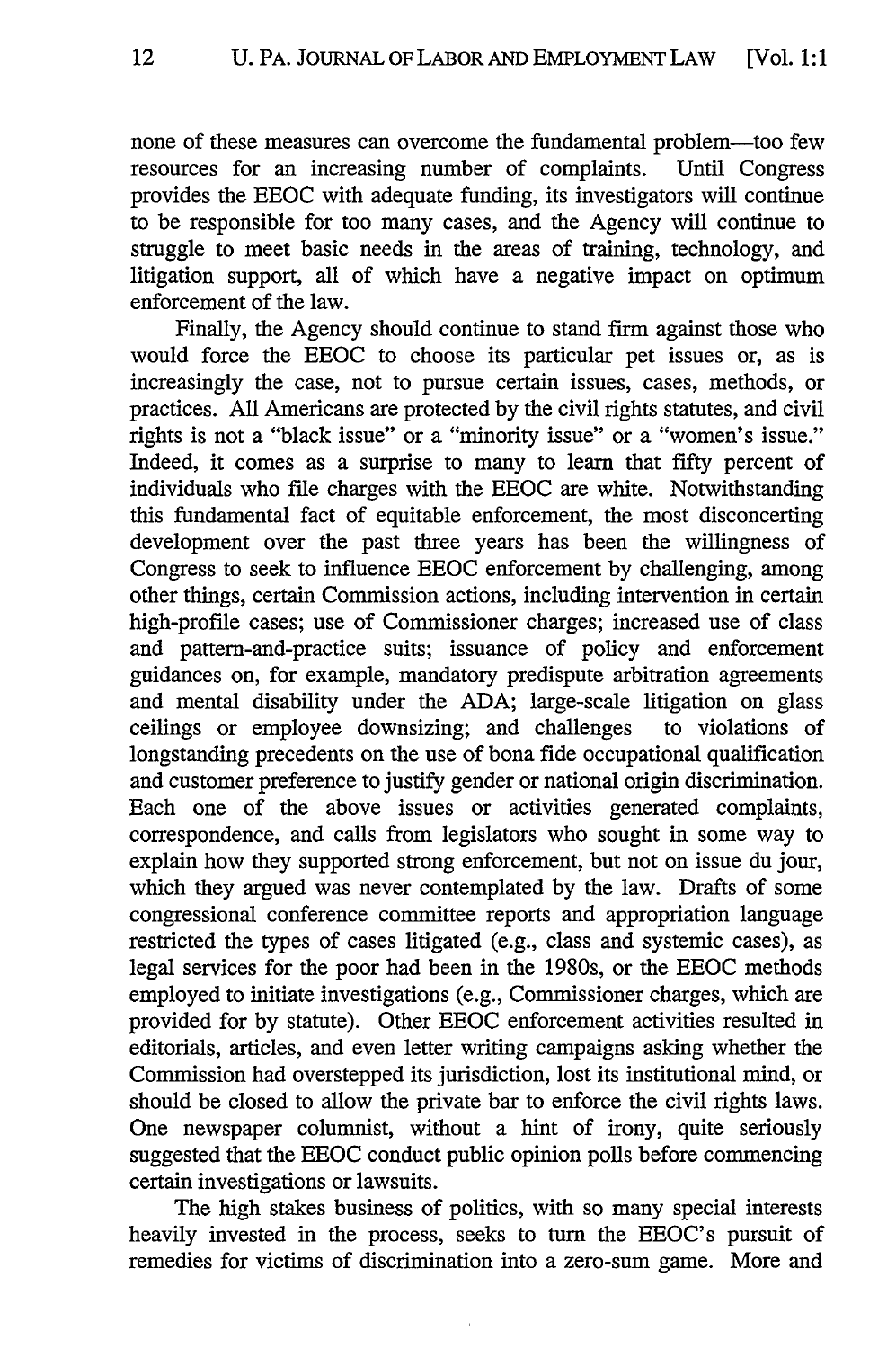none of these measures can overcome the fundamental problem—too few resources for an increasing number of complaints. Until Congress provides the EEOC with adequate funding, its investigators will continue to be responsible for too many cases, and the Agency will continue to struggle to meet basic needs in the areas of training, technology, and litigation support, all of which have a negative impact on optimum enforcement of the law.

Finally, the Agency should continue to stand firm against those who would force the EEOC to choose its particular pet issues or, as is increasingly the case, not to pursue certain issues, cases, methods, or practices. All Americans are protected by the civil rights statutes, and civil rights is not a "black issue" or a "minority issue" or a "women's issue." Indeed, it comes as a surprise to many to learn that fifty percent of individuals who file charges with the EEOC are white. Notwithstanding this fundamental fact of equitable enforcement, the most disconcerting development over the past three years has been the willingness of Congress to seek to influence EEOC enforcement by challenging, among other things, certain Commission actions, including intervention in certain high-profile cases; use of Commissioner charges; increased use of class and pattern-and-practice suits; issuance of policy and enforcement guidances on, for example, mandatory predispute arbitration agreements and mental disability under the ADA; large-scale litigation on glass ceilings or employee downsizing; and challenges to violations of longstanding precedents on the use of bona fide occupational qualification and customer preference to justify gender or national origin discrimination. Each one of the above issues or activities generated complaints, correspondence, and calls from legislators who sought in some way to explain how they supported strong enforcement, but not on issue du jour, which they argued was never contemplated by the law. Drafts of some congressional conference committee reports and appropriation language restricted the types of cases litigated (e.g., class and systemic cases), as legal services for the poor had been in the 1980s, or the EEOC methods employed to initiate investigations (e.g., Commissioner charges, which are provided for by statute). Other EEOC enforcement activities resulted in editorials, articles, and even letter writing campaigns asking whether the Commission had overstepped its jurisdiction, lost its institutional mind, or should be closed to allow the private bar to enforce the civil rights laws. One newspaper columnist, without a hint of irony, quite seriously suggested that the EEOC conduct public opinion polls before commencing certain investigations or lawsuits.

The high stakes business of politics, with so many special interests heavily invested in the process, seeks to turn the EEOC's pursuit of remedies for victims of discrimination into a zero-sum game. More and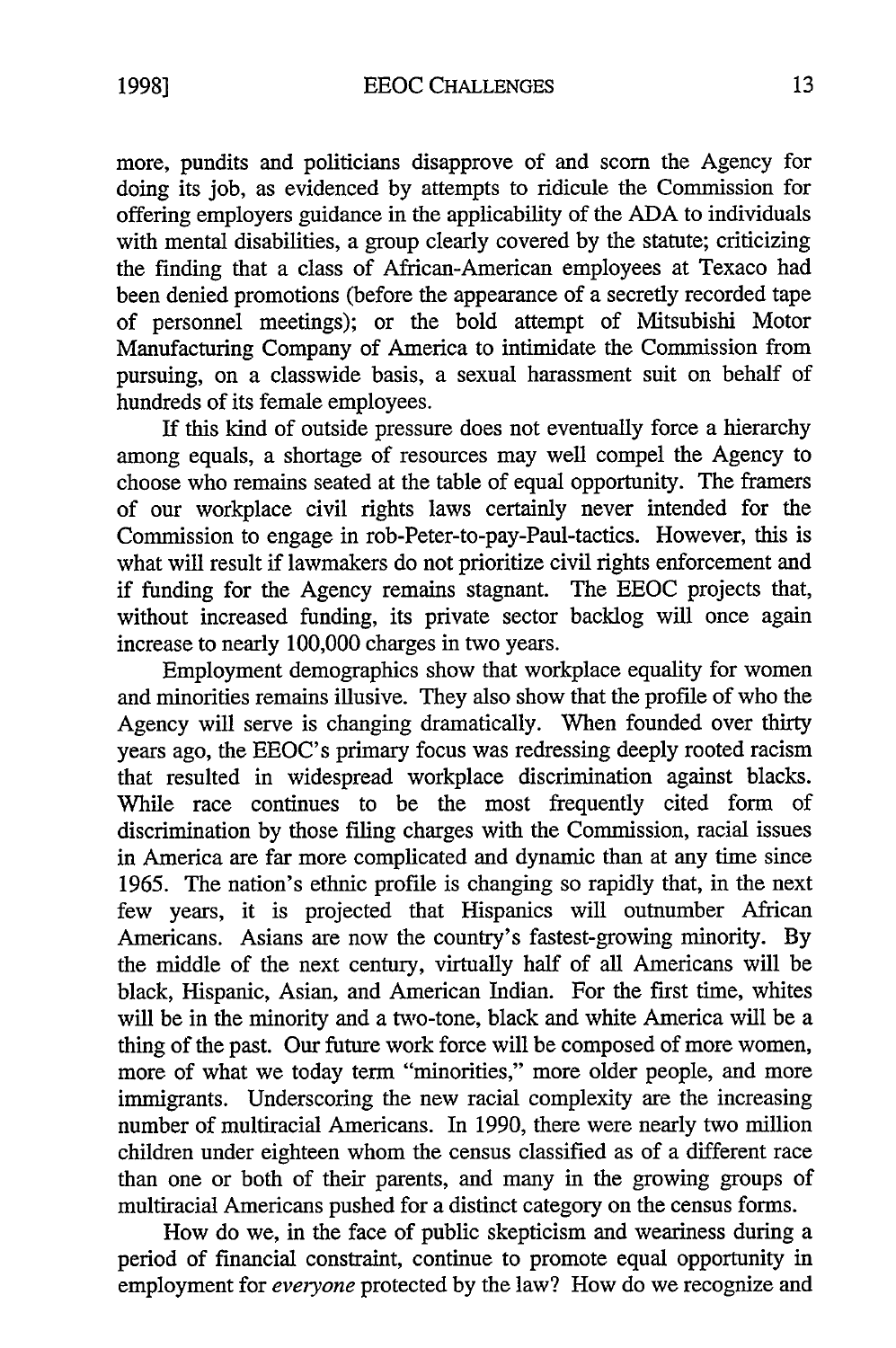more, pundits and politicians disapprove of and scorn the Agency for doing its job, as evidenced by attempts to ridicule the Commission for offering employers guidance in the applicability of the ADA to individuals with mental disabilities, a group clearly covered by the statute; criticizing the finding that a class of African-American employees at Texaco had been denied promotions (before the appearance of a secretly recorded tape of personnel meetings); or the bold attempt of Mitsubishi Motor Manufacturing Company of America to intimidate the Commission from pursuing, on a classwide basis, a sexual harassment suit on behalf of hundreds of its female employees.

If this kind of outside pressure does not eventually force a hierarchy among equals, a shortage of resources may well compel the Agency to choose who remains seated at the table of equal opportunity. The framers of our workplace civil rights laws certainly never intended for the Commission to engage in rob-Peter-to-pay-Paul-tactics. However, this is what will result if lawmakers do not prioritize civil rights enforcement and if funding for the Agency remains stagnant. The EEOC projects that, without increased funding, its private sector backlog will once again increase to nearly 100,000 charges in two years.

Employment demographics show that workplace equality for women and minorities remains illusive. They also show that the profile of who the Agency will serve is changing dramatically. When founded over thirty years ago, the EEOC's primary focus was redressing deeply rooted racism that resulted in widespread workplace discrimination against blacks. While race continues to be the most frequently cited form of discrimination by those filing charges with the Commission, racial issues in America are far more complicated and dynamic than at any time since 1965. The nation's ethnic profile is changing so rapidly that, in the next few years, it is projected that Hispanics will outnumber African Americans. Asians are now the country's fastest-growing minority. By the middle of the next century, virtually half of all Americans will be black, Hispanic, Asian, and American Indian. For the first time, whites will be in the minority and a two-tone, black and white America will be a thing of the past. Our future work force will be composed of more women, more of what we today term "minorities," more older people, and more immigrants. Underscoring the new racial complexity are the increasing number of multiracial Americans. In 1990, there were nearly two million children under eighteen whom the census classified as of a different race than one or both of their parents, and many in the growing groups of multiracial Americans pushed for a distinct category on the census forms.

How do we, in the face of public skepticism and weariness during a period of financial constraint, continue to promote equal opportunity in employment for *everyone* protected by the law? How do we recognize and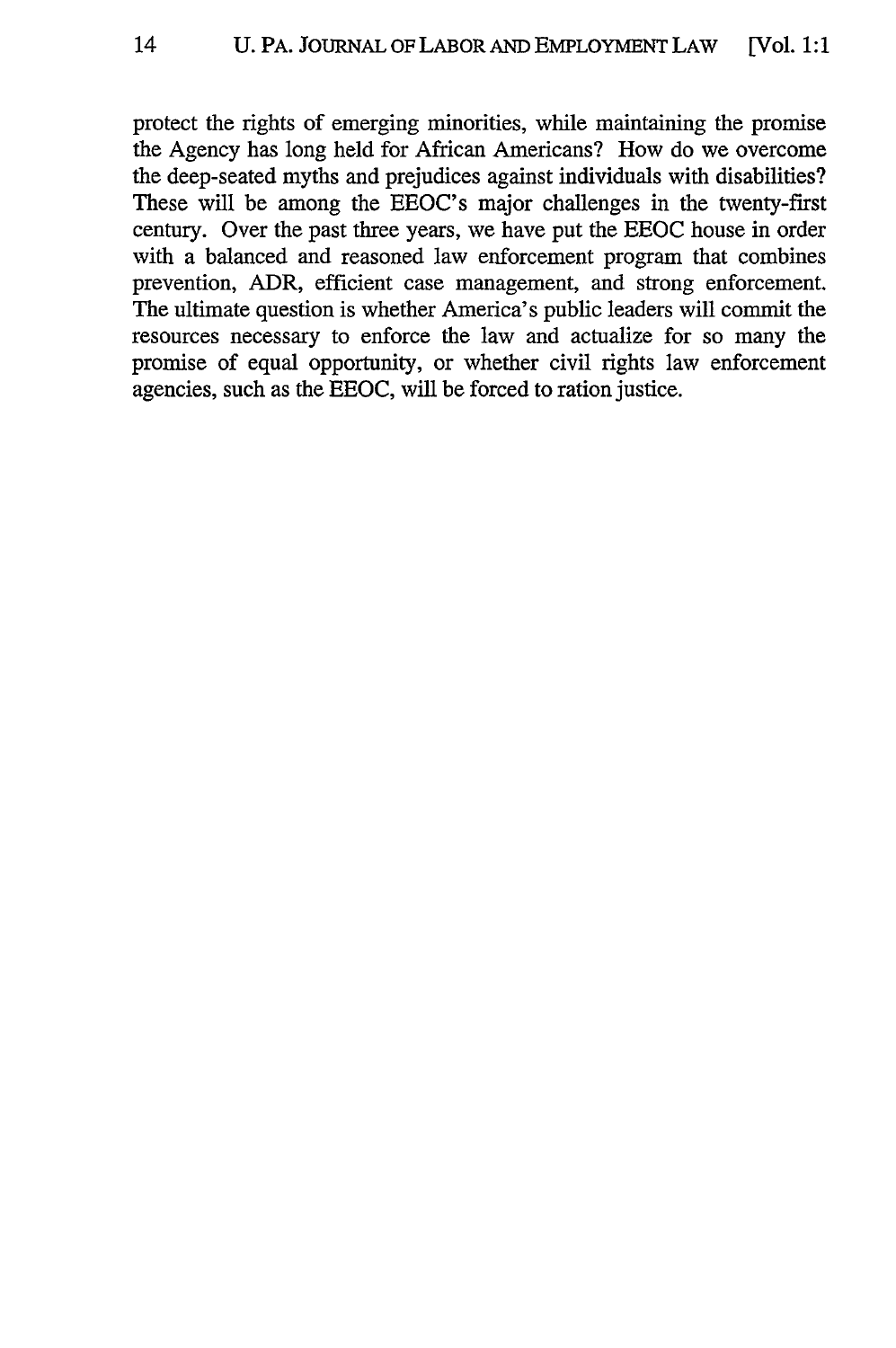protect the rights of emerging minorities, while maintaining the promise the Agency has long held for African Americans? How do we overcome the deep-seated myths and prejudices against individuals with disabilities? These will be among the EEOC's major challenges in the twenty-first century. Over the past three years, we have put the EEOC house in order with a balanced and reasoned law enforcement program that combines prevention, ADR, efficient case management, and strong enforcement. The ultimate question is whether America's public leaders will commit the resources necessary to enforce the law and actualize for so many the promise of equal opportunity, or whether civil rights law enforcement agencies, such as the EEOC, will be forced to ration justice.